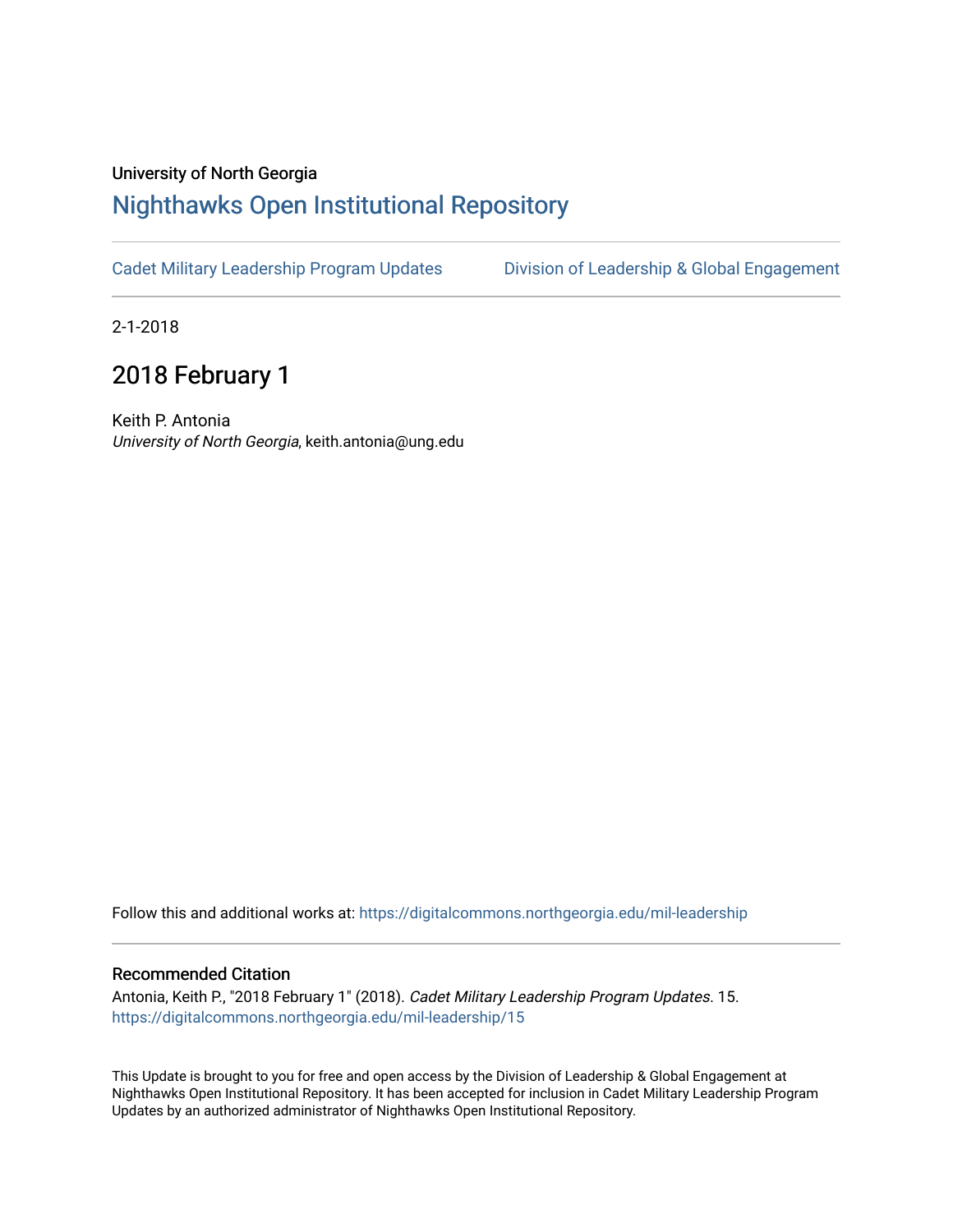University of North Georgia

# Nighthawks Open Institutional Repository

Cadet Military Leadership Program Updates | Division of Leadership & Global Engagement

2-1-2018

## 2018 February 1

Keith P. Antonia
*University of North Georgia*, keith.antonia@ung.edu

Follow this and additional works at: https://digitalcommons.northgeorgia.edu/mil-leadership

### Recommended Citation

Antonia, Keith P., "2018 February 1" (2018). *Cadet Military Leadership Program Updates*. 15.
https://digitalcommons.northgeorgia.edu/mil-leadership/15

This Update is brought to you for free and open access by the Division of Leadership & Global Engagement at Nighthawks Open Institutional Repository. It has been accepted for inclusion in Cadet Military Leadership Program Updates by an authorized administrator of Nighthawks Open Institutional Repository.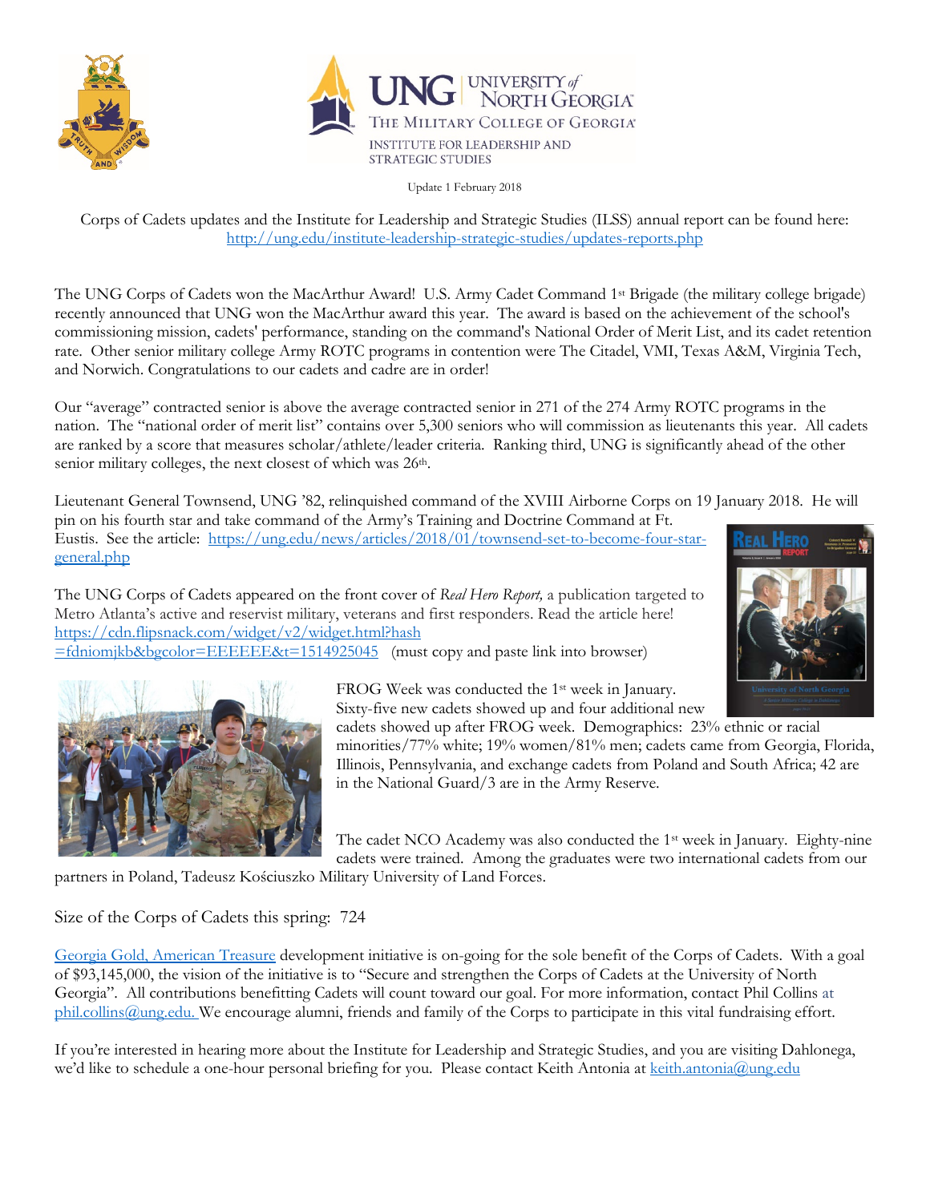UNG | UNIVERSITY of NORTH GEORGIA
THE MILITARY COLLEGE OF GEORGIA
INSTITUTE FOR LEADERSHIP AND STRATEGIC STUDIES

Update 1 February 2018

Corps of Cadets updates and the Institute for Leadership and Strategic Studies (ILSS) annual report can be found here: http://ung.edu/institute-leadership-strategic-studies/updates-reports.php

The UNG Corps of Cadets won the MacArthur Award! U.S. Army Cadet Command 1st Brigade (the military college brigade) recently announced that UNG won the MacArthur award this year. The award is based on the achievement of the school's commissioning mission, cadets' performance, standing on the command's National Order of Merit List, and its cadet retention rate. Other senior military college Army ROTC programs in contention were The Citadel, VMI, Texas A&M, Virginia Tech, and Norwich. Congratulations to our cadets and cadre are in order!

Our "average" contracted senior is above the average contracted senior in 271 of the 274 Army ROTC programs in the nation. The "national order of merit list" contains over 5,300 seniors who will commission as lieutenants this year. All cadets are ranked by a score that measures scholar/athlete/leader criteria. Ranking third, UNG is significantly ahead of the other senior military colleges, the next closest of which was 26th.

Lieutenant General Townsend, UNG '82, relinquished command of the XVIII Airborne Corps on 19 January 2018. He will pin on his fourth star and take command of the Army's Training and Doctrine Command at Ft. Eustis. See the article: https://ung.edu/news/articles/2018/01/townsend-set-to-become-four-star-general.php

The UNG Corps of Cadets appeared on the front cover of *Real Hero Report,* a publication targeted to Metro Atlanta's active and reservist military, veterans and first responders. Read the article here! https://cdn.flipsnack.com/widget/v2/widget.html?hash=fdniomjkb&bgcolor=EEEEEE&t=1514925045 (must copy and paste link into browser)

FROG Week was conducted the 1st week in January. Sixty-five new cadets showed up and four additional new cadets showed up after FROG week. Demographics: 23% ethnic or racial minorities/77% white; 19% women/81% men; cadets came from Georgia, Florida, Illinois, Pennsylvania, and exchange cadets from Poland and South Africa; 42 are in the National Guard/3 are in the Army Reserve.

The cadet NCO Academy was also conducted the 1st week in January. Eighty-nine cadets were trained. Among the graduates were two international cadets from our partners in Poland, Tadeusz Kościuszko Military University of Land Forces.

Size of the Corps of Cadets this spring: 724

Georgia Gold, American Treasure development initiative is on-going for the sole benefit of the Corps of Cadets. With a goal of $93,145,000, the vision of the initiative is to "Secure and strengthen the Corps of Cadets at the University of North Georgia". All contributions benefitting Cadets will count toward our goal. For more information, contact Phil Collins at phil.collins@ung.edu. We encourage alumni, friends and family of the Corps to participate in this vital fundraising effort.

If you're interested in hearing more about the Institute for Leadership and Strategic Studies, and you are visiting Dahlonega, we'd like to schedule a one-hour personal briefing for you. Please contact Keith Antonia at keith.antonia@ung.edu